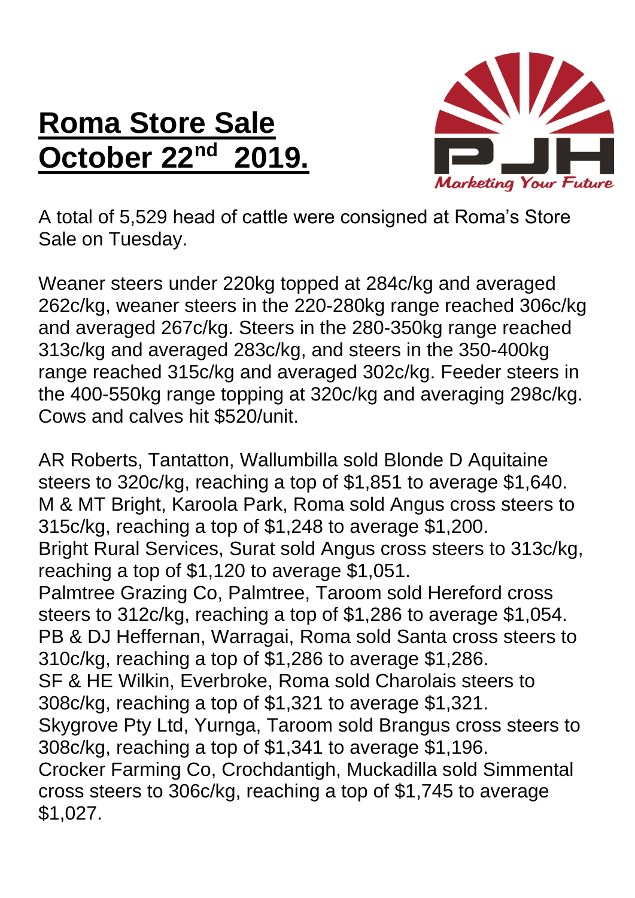# Roma Store Sale October 22nd 2019.

Marketing Your Future

A total of 5,529 head of cattle were consigned at Roma's Store Sale on Tuesday.

Weaner steers under 220kg topped at 284c/kg and averaged 262c/kg, weaner steers in the 220-280kg range reached 306c/kg and averaged 267c/kg. Steers in the 280-350kg range reached 313c/kg and averaged 283c/kg, and steers in the 350-400kg range reached 315c/kg and averaged 302c/kg. Feeder steers in the 400-550kg range topping at 320c/kg and averaging 298c/kg. Cows and calves hit $520/unit.

AR Roberts, Tantatton, Wallumbilla sold Blonde D Aquitaine steers to 320c/kg, reaching a top of $1,851 to average $1,640.
M & MT Bright, Karoola Park, Roma sold Angus cross steers to 315c/kg, reaching a top of $1,248 to average $1,200.
Bright Rural Services, Surat sold Angus cross steers to 313c/kg, reaching a top of $1,120 to average $1,051.
Palmtree Grazing Co, Palmtree, Taroom sold Hereford cross steers to 312c/kg, reaching a top of $1,286 to average $1,054.
PB & DJ Heffernan, Warragai, Roma sold Santa cross steers to 310c/kg, reaching a top of $1,286 to average $1,286.
SF & HE Wilkin, Everbroke, Roma sold Charolais steers to 308c/kg, reaching a top of $1,321 to average $1,321.
Skygrove Pty Ltd, Yurnga, Taroom sold Brangus cross steers to 308c/kg, reaching a top of $1,341 to average $1,196.
Crocker Farming Co, Crochdantigh, Muckadilla sold Simmental cross steers to 306c/kg, reaching a top of $1,745 to average $1,027.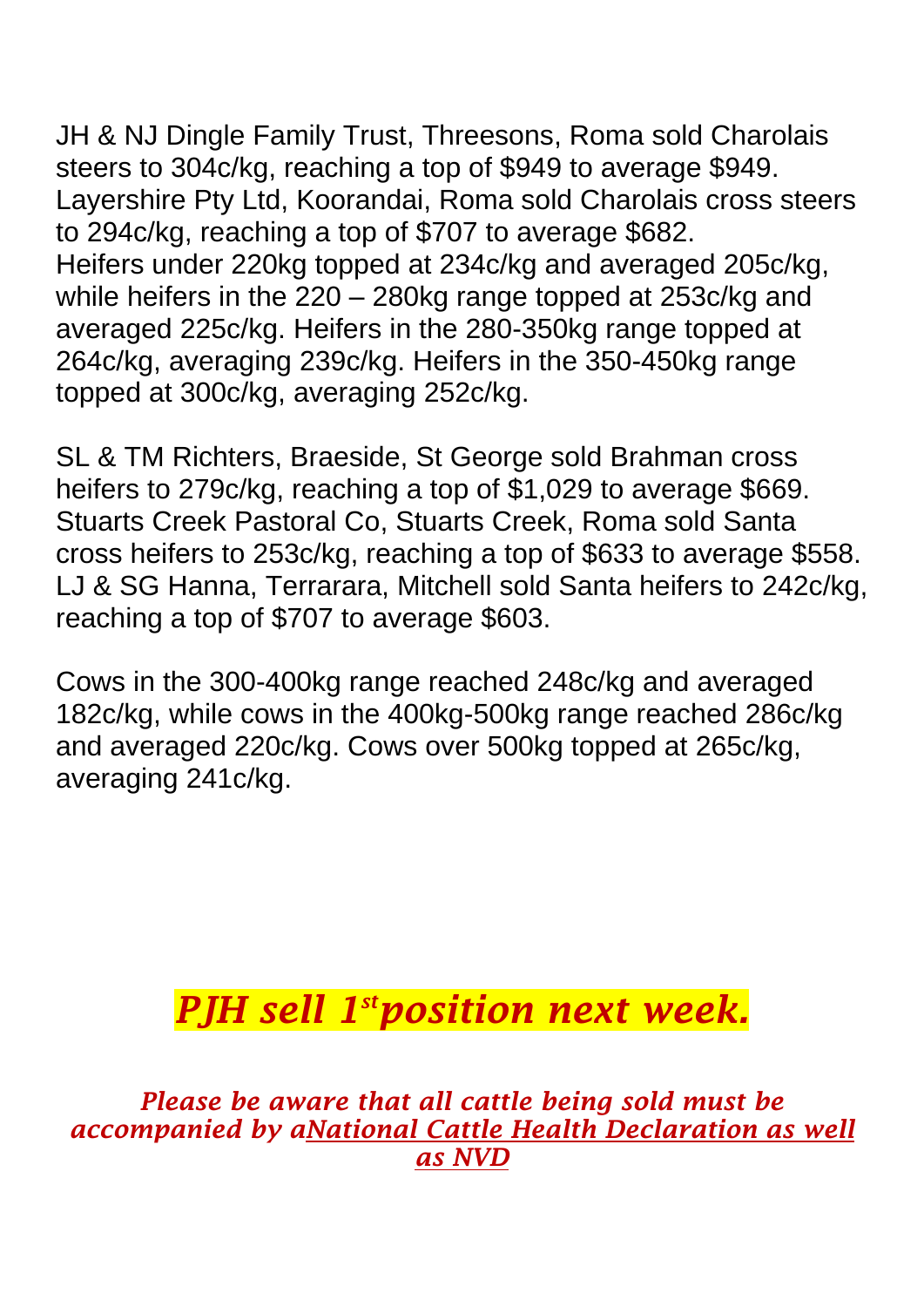JH & NJ Dingle Family Trust, Threesons, Roma sold Charolais steers to 304c/kg, reaching a top of $949 to average $949. Layershire Pty Ltd, Koorandai, Roma sold Charolais cross steers to 294c/kg, reaching a top of $707 to average $682. Heifers under 220kg topped at 234c/kg and averaged 205c/kg, while heifers in the 220 – 280kg range topped at 253c/kg and averaged 225c/kg. Heifers in the 280-350kg range topped at 264c/kg, averaging 239c/kg. Heifers in the 350-450kg range topped at 300c/kg, averaging 252c/kg.

SL & TM Richters, Braeside, St George sold Brahman cross heifers to 279c/kg, reaching a top of $1,029 to average $669. Stuarts Creek Pastoral Co, Stuarts Creek, Roma sold Santa cross heifers to 253c/kg, reaching a top of $633 to average $558. LJ & SG Hanna, Terrarara, Mitchell sold Santa heifers to 242c/kg, reaching a top of $707 to average $603.

Cows in the 300-400kg range reached 248c/kg and averaged 182c/kg, while cows in the 400kg-500kg range reached 286c/kg and averaged 220c/kg. Cows over 500kg topped at 265c/kg, averaging 241c/kg.

***PJH sell 1st position next week.***

***Please be aware that all cattle being sold must be accompanied by a National Cattle Health Declaration as well as NVD***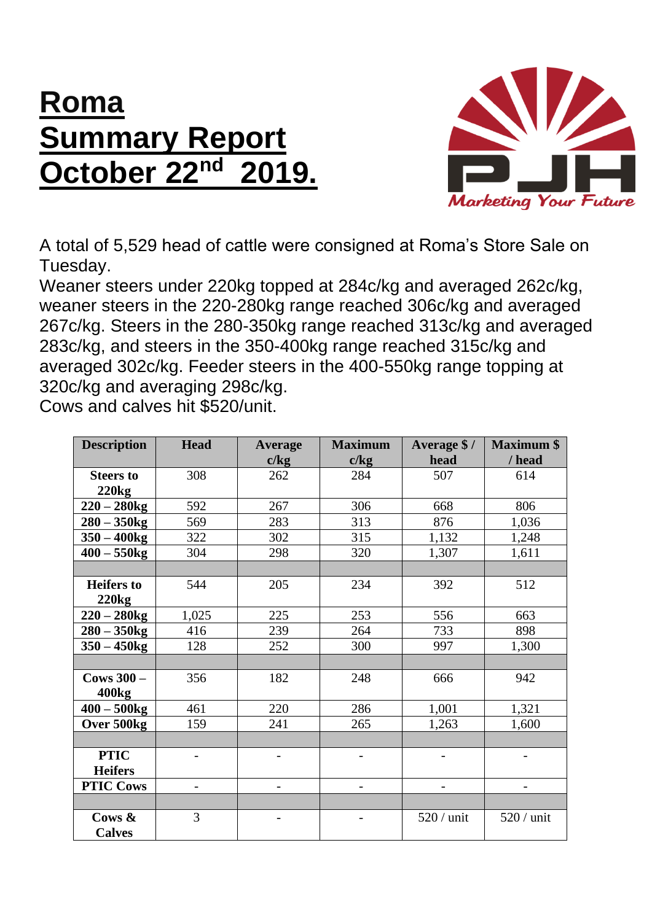# Roma Summary Report October 22nd 2019.

Marketing Your Future

A total of 5,529 head of cattle were consigned at Roma's Store Sale on Tuesday.
Weaner steers under 220kg topped at 284c/kg and averaged 262c/kg, weaner steers in the 220-280kg range reached 306c/kg and averaged 267c/kg. Steers in the 280-350kg range reached 313c/kg and averaged 283c/kg, and steers in the 350-400kg range reached 315c/kg and averaged 302c/kg. Feeder steers in the 400-550kg range topping at 320c/kg and averaging 298c/kg.
Cows and calves hit $520/unit.

| Description | Head | Average c/kg | Maximum c/kg | Average $ / head | Maximum $ / head |
|---|---|---|---|---|---|
| **Steers to 220kg** | 308 | 262 | 284 | 507 | 614 |
| **220 – 280kg** | 592 | 267 | 306 | 668 | 806 |
| **280 – 350kg** | 569 | 283 | 313 | 876 | 1,036 |
| **350 – 400kg** | 322 | 302 | 315 | 1,132 | 1,248 |
| **400 – 550kg** | 304 | 298 | 320 | 1,307 | 1,611 |
| | | | | | |
| **Heifers to 220kg** | 544 | 205 | 234 | 392 | 512 |
| **220 – 280kg** | 1,025 | 225 | 253 | 556 | 663 |
| **280 – 350kg** | 416 | 239 | 264 | 733 | 898 |
| **350 – 450kg** | 128 | 252 | 300 | 997 | 1,300 |
| | | | | | |
| **Cows 300 – 400kg** | 356 | 182 | 248 | 666 | 942 |
| **400 – 500kg** | 461 | 220 | 286 | 1,001 | 1,321 |
| **Over 500kg** | 159 | 241 | 265 | 1,263 | 1,600 |
| | | | | | |
| **PTIC Heifers** | - | - | - | - | - |
| **PTIC Cows** | - | - | - | - | - |
| | | | | | |
| **Cows & Calves** | 3 | - | - | 520 / unit | 520 / unit |